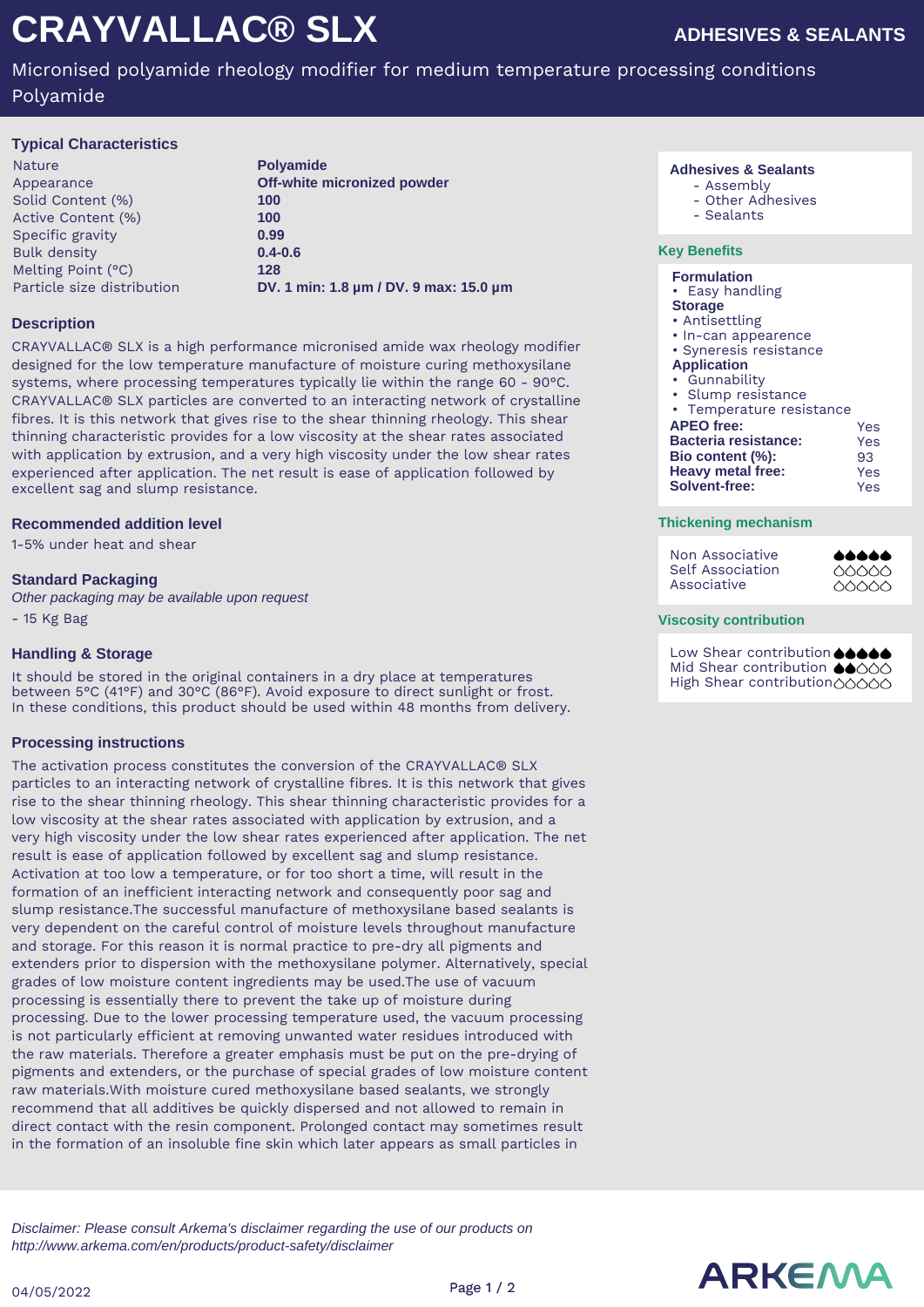# CRAYVALLAC® SLX

**ADHESIVES & SEALANTS**

Micronised polyamide rheology modifier for medium temperature processing conditions
Polyamide

## Typical Characteristics

| | |
|---|---|
| Nature | **Polyamide** |
| Appearance | **Off-white micronized powder** |
| Solid Content (%) | **100** |
| Active Content (%) | **100** |
| Specific gravity | **0.99** |
| Bulk density | **0.4-0.6** |
| Melting Point (°C) | **128** |
| Particle size distribution | **DV. 1 min: 1.8 µm / DV. 9 max: 15.0 µm** |

## Description

CRAYVALLAC® SLX is a high performance micronised amide wax rheology modifier designed for the low temperature manufacture of moisture curing methoxysilane systems, where processing temperatures typically lie within the range 60 - 90°C. CRAYVALLAC® SLX particles are converted to an interacting network of crystalline fibres. It is this network that gives rise to the shear thinning rheology. This shear thinning characteristic provides for a low viscosity at the shear rates associated with application by extrusion, and a very high viscosity under the low shear rates experienced after application. The net result is ease of application followed by excellent sag and slump resistance.

## Recommended addition level

1-5% under heat and shear

## Standard Packaging

*Other packaging may be available upon request*

- 15 Kg Bag

## Handling & Storage

It should be stored in the original containers in a dry place at temperatures between 5°C (41°F) and 30°C (86°F). Avoid exposure to direct sunlight or frost. In these conditions, this product should be used within 48 months from delivery.

## Processing instructions

The activation process constitutes the conversion of the CRAYVALLAC® SLX particles to an interacting network of crystalline fibres. It is this network that gives rise to the shear thinning rheology. This shear thinning characteristic provides for a low viscosity at the shear rates associated with application by extrusion, and a very high viscosity under the low shear rates experienced after application. The net result is ease of application followed by excellent sag and slump resistance. Activation at too low a temperature, or for too short a time, will result in the formation of an inefficient interacting network and consequently poor sag and slump resistance.The successful manufacture of methoxysilane based sealants is very dependent on the careful control of moisture levels throughout manufacture and storage. For this reason it is normal practice to pre-dry all pigments and extenders prior to dispersion with the methoxysilane polymer. Alternatively, special grades of low moisture content ingredients may be used.The use of vacuum processing is essentially there to prevent the take up of moisture during processing. Due to the lower processing temperature used, the vacuum processing is not particularly efficient at removing unwanted water residues introduced with the raw materials. Therefore a greater emphasis must be put on the pre-drying of pigments and extenders, or the purchase of special grades of low moisture content raw materials.With moisture cured methoxysilane based sealants, we strongly recommend that all additives be quickly dispersed and not allowed to remain in direct contact with the resin component. Prolonged contact may sometimes result in the formation of an insoluble fine skin which later appears as small particles in

---

**Adhesives & Sealants**
- Assembly
- Other Adhesives
- Sealants

## Key Benefits

**Formulation**
- Easy handling

**Storage**
- Antisettling
- In-can appearence
- Syneresis resistance

**Application**
- Gunnability
- Slump resistance
- Temperature resistance

| | |
|---|---|
| **APEO free:** | Yes |
| **Bacteria resistance:** | Yes |
| **Bio content (%):** | 93 |
| **Heavy metal free:** | Yes |
| **Solvent-free:** | Yes |

## Thickening mechanism

| | |
|---|---|
| Non Associative | ●●●●● (5/5) |
| Self Association | ○○○○○ (0/5) |
| Associative | ○○○○○ (0/5) |

## Viscosity contribution

| | |
|---|---|
| Low Shear contribution | ●●●●● (5/5) |
| Mid Shear contribution | ●●○○○ (2/5) |
| High Shear contribution | ○○○○○ (0/5) |

*Disclaimer: Please consult Arkema's disclaimer regarding the use of our products on http://www.arkema.com/en/products/product-safety/disclaimer*

04/05/2022

ARKEMA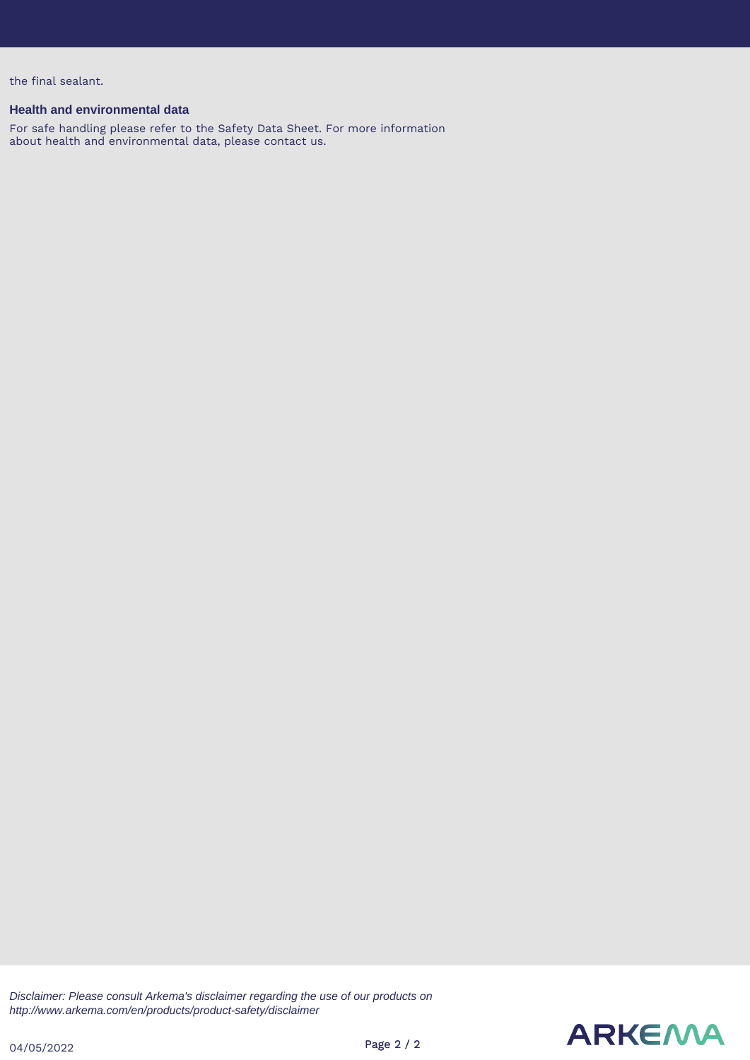the final sealant.

### Health and environmental data

For safe handling please refer to the Safety Data Sheet. For more information about health and environmental data, please contact us.

*Disclaimer: Please consult Arkema's disclaimer regarding the use of our products on http://www.arkema.com/en/products/product-safety/disclaimer*

04/05/2022